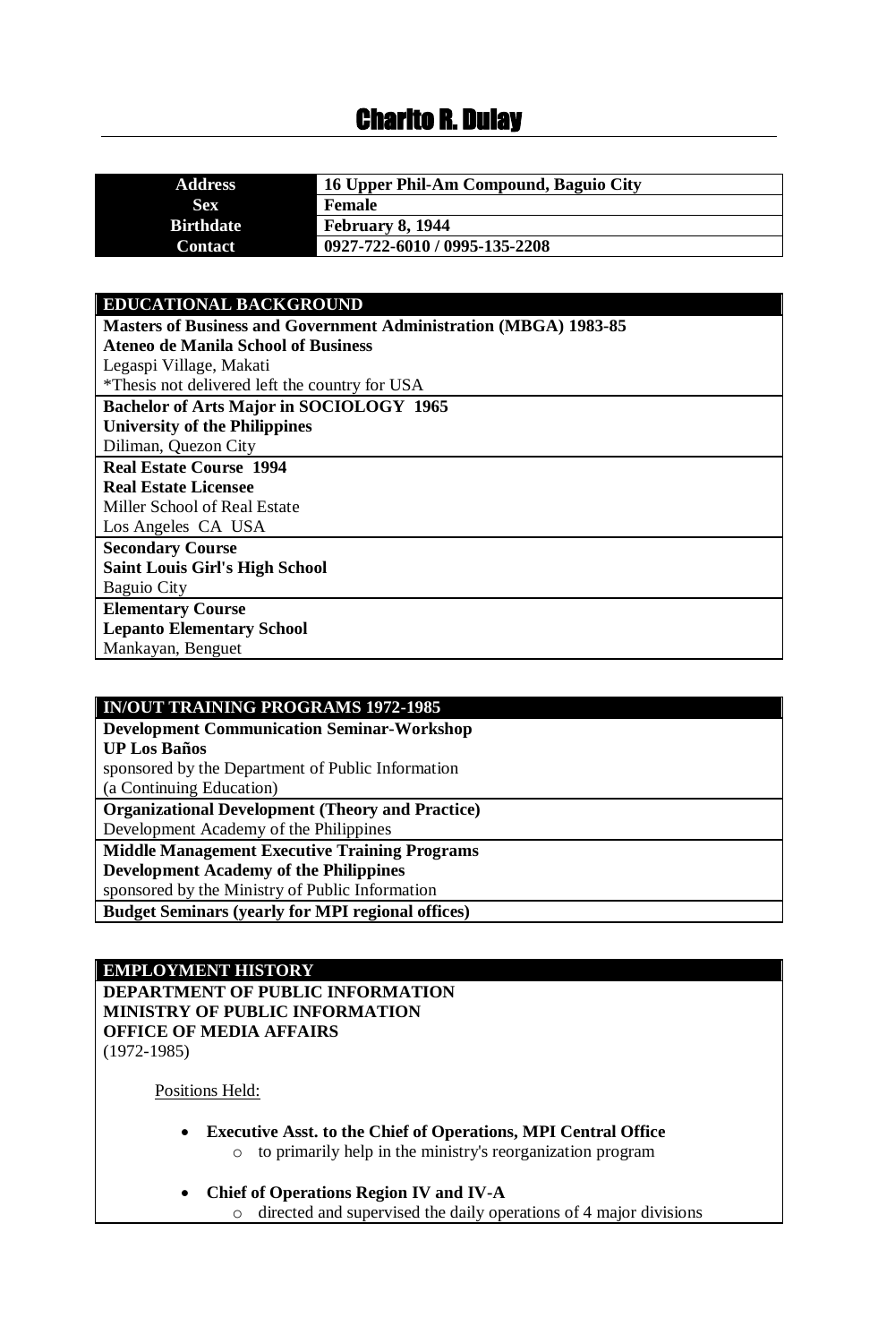# Charito R. Dulay

| **Address** | **16 Upper Phil-Am Compound, Baguio City** |
|---|---|
| **Sex** | **Female** |
| **Birthdate** | **February 8, 1944** |
| **Contact** | **0927-722-6010 / 0995-135-2208** |

## EDUCATIONAL BACKGROUND

**Masters of Business and Government Administration (MBGA) 1983-85**
**Ateneo de Manila School of Business**
Legaspi Village, Makati
*Thesis not delivered left the country for USA

**Bachelor of Arts Major in SOCIOLOGY 1965**
**University of the Philippines**
Diliman, Quezon City

**Real Estate Course 1994**
**Real Estate Licensee**
Miller School of Real Estate
Los Angeles CA USA

**Secondary Course**
**Saint Louis Girl's High School**
Baguio City

**Elementary Course**
**Lepanto Elementary School**
Mankayan, Benguet

## IN/OUT TRAINING PROGRAMS 1972-1985

**Development Communication Seminar-Workshop**
**UP Los Baños**
sponsored by the Department of Public Information
(a Continuing Education)

**Organizational Development (Theory and Practice)**
Development Academy of the Philippines

**Middle Management Executive Training Programs**
**Development Academy of the Philippines**
sponsored by the Ministry of Public Information

**Budget Seminars (yearly for MPI regional offices)**

## EMPLOYMENT HISTORY

**DEPARTMENT OF PUBLIC INFORMATION**
**MINISTRY OF PUBLIC INFORMATION**
**OFFICE OF MEDIA AFFAIRS**
(1972-1985)

Positions Held:

- **Executive Asst. to the Chief of Operations, MPI Central Office**
  - to primarily help in the ministry's reorganization program
- **Chief of Operations Region IV and IV-A**
  - directed and supervised the daily operations of 4 major divisions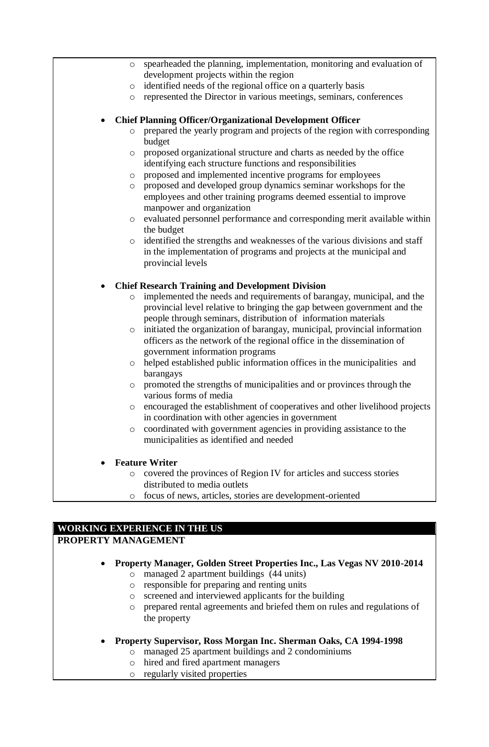- spearheaded the planning, implementation, monitoring and evaluation of development projects within the region
- identified needs of the regional office on a quarterly basis
- represented the Director in various meetings, seminars, conferences

- **Chief Planning Officer/Organizational Development Officer**
  - prepared the yearly program and projects of the region with corresponding budget
  - proposed organizational structure and charts as needed by the office identifying each structure functions and responsibilities
  - proposed and implemented incentive programs for employees
  - proposed and developed group dynamics seminar workshops for the employees and other training programs deemed essential to improve manpower and organization
  - evaluated personnel performance and corresponding merit available within the budget
  - identified the strengths and weaknesses of the various divisions and staff in the implementation of programs and projects at the municipal and provincial levels

- **Chief Research Training and Development Division**
  - implemented the needs and requirements of barangay, municipal, and the provincial level relative to bringing the gap between government and the people through seminars, distribution of information materials
  - initiated the organization of barangay, municipal, provincial information officers as the network of the regional office in the dissemination of government information programs
  - helped established public information offices in the municipalities and barangays
  - promoted the strengths of municipalities and or provinces through the various forms of media
  - encouraged the establishment of cooperatives and other livelihood projects in coordination with other agencies in government
  - coordinated with government agencies in providing assistance to the municipalities as identified and needed

- **Feature Writer**
  - covered the provinces of Region IV for articles and success stories distributed to media outlets
  - focus of news, articles, stories are development-oriented

## WORKING EXPERIENCE IN THE US

### PROPERTY MANAGEMENT

- **Property Manager, Golden Street Properties Inc., Las Vegas NV 2010-2014**
  - managed 2 apartment buildings (44 units)
  - responsible for preparing and renting units
  - screened and interviewed applicants for the building
  - prepared rental agreements and briefed them on rules and regulations of the property

- **Property Supervisor, Ross Morgan Inc. Sherman Oaks, CA 1994-1998**
  - managed 25 apartment buildings and 2 condominiums
  - hired and fired apartment managers
  - regularly visited properties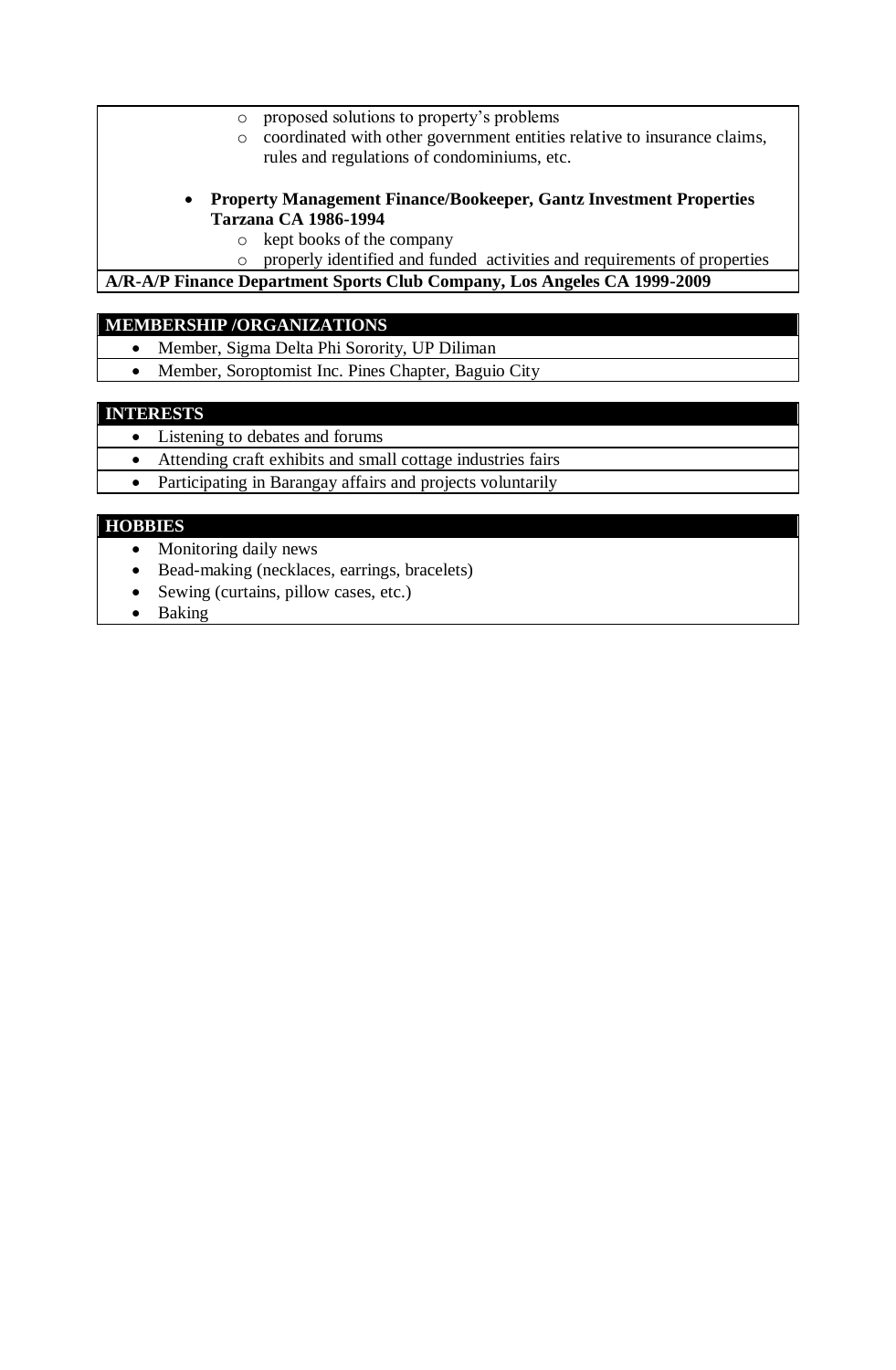- proposed solutions to property's problems
- coordinated with other government entities relative to insurance claims, rules and regulations of condominiums, etc.

- **Property Management Finance/Bookeeper, Gantz Investment Properties Tarzana CA 1986-1994**
  - kept books of the company
  - properly identified and funded activities and requirements of properties

**A/R-A/P Finance Department Sports Club Company, Los Angeles CA 1999-2009**

## MEMBERSHIP /ORGANIZATIONS

- Member, Sigma Delta Phi Sorority, UP Diliman
- Member, Soroptomist Inc. Pines Chapter, Baguio City

## INTERESTS

- Listening to debates and forums
- Attending craft exhibits and small cottage industries fairs
- Participating in Barangay affairs and projects voluntarily

## HOBBIES

- Monitoring daily news
- Bead-making (necklaces, earrings, bracelets)
- Sewing (curtains, pillow cases, etc.)
- Baking